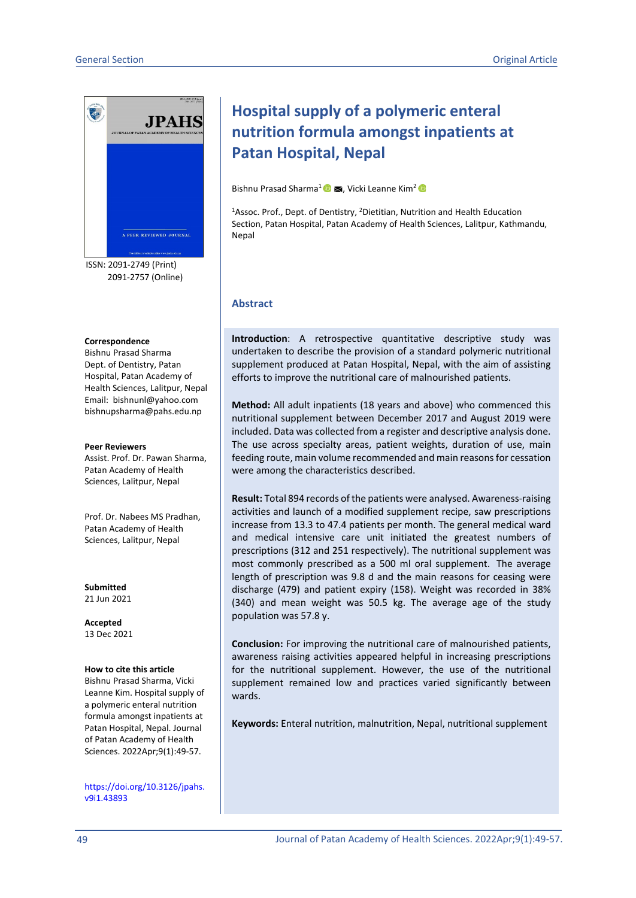General Section | Original Article

ISSN: 2091-2749 (Print)
2091-2757 (Online)

**Correspondence**
Bishnu Prasad Sharma
Dept. of Dentistry, Patan Hospital, Patan Academy of Health Sciences, Lalitpur, Nepal
Email: bishnunl@yahoo.com
bishnupsharma@pahs.edu.np

**Peer Reviewers**
Assist. Prof. Dr. Pawan Sharma, Patan Academy of Health Sciences, Lalitpur, Nepal

Prof. Dr. Nabees MS Pradhan, Patan Academy of Health Sciences, Lalitpur, Nepal

**Submitted**
21 Jun 2021

**Accepted**
13 Dec 2021

**How to cite this article**
Bishnu Prasad Sharma, Vicki Leanne Kim. Hospital supply of a polymeric enteral nutrition formula amongst inpatients at Patan Hospital, Nepal. Journal of Patan Academy of Health Sciences. 2022Apr;9(1):49-57.

https://doi.org/10.3126/jpahs.v9i1.43893

# Hospital supply of a polymeric enteral nutrition formula amongst inpatients at Patan Hospital, Nepal

Bishnu Prasad Sharma[1], Vicki Leanne Kim[2]

[1]Assoc. Prof., Dept. of Dentistry, [2]Dietitian, Nutrition and Health Education Section, Patan Hospital, Patan Academy of Health Sciences, Lalitpur, Kathmandu, Nepal

## Abstract

**Introduction**: A retrospective quantitative descriptive study was undertaken to describe the provision of a standard polymeric nutritional supplement produced at Patan Hospital, Nepal, with the aim of assisting efforts to improve the nutritional care of malnourished patients.

**Method:** All adult inpatients (18 years and above) who commenced this nutritional supplement between December 2017 and August 2019 were included. Data was collected from a register and descriptive analysis done. The use across specialty areas, patient weights, duration of use, main feeding route, main volume recommended and main reasons for cessation were among the characteristics described.

**Result:** Total 894 records of the patients were analysed. Awareness-raising activities and launch of a modified supplement recipe, saw prescriptions increase from 13.3 to 47.4 patients per month. The general medical ward and medical intensive care unit initiated the greatest numbers of prescriptions (312 and 251 respectively). The nutritional supplement was most commonly prescribed as a 500 ml oral supplement. The average length of prescription was 9.8 d and the main reasons for ceasing were discharge (479) and patient expiry (158). Weight was recorded in 38% (340) and mean weight was 50.5 kg. The average age of the study population was 57.8 y.

**Conclusion:** For improving the nutritional care of malnourished patients, awareness raising activities appeared helpful in increasing prescriptions for the nutritional supplement. However, the use of the nutritional supplement remained low and practices varied significantly between wards.

**Keywords:** Enteral nutrition, malnutrition, Nepal, nutritional supplement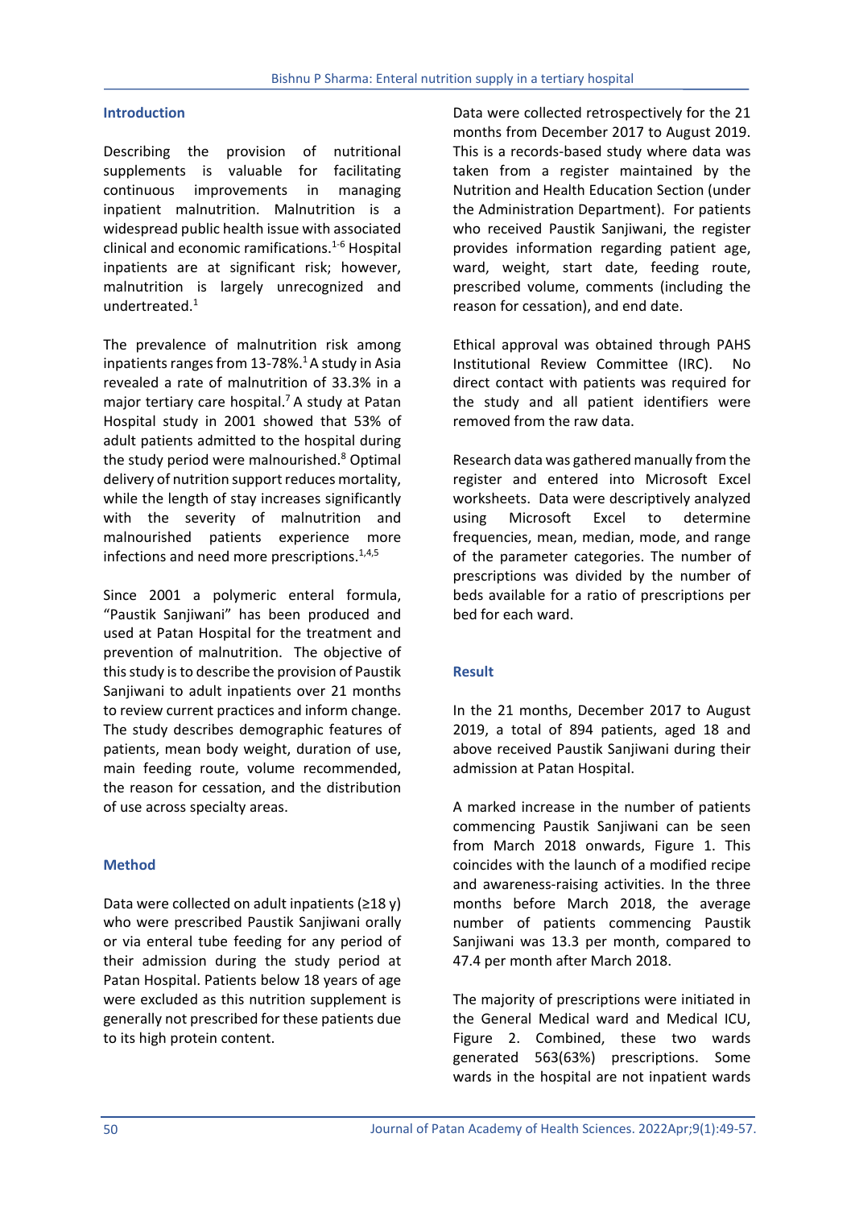## Introduction

Describing the provision of nutritional supplements is valuable for facilitating continuous improvements in managing inpatient malnutrition. Malnutrition is a widespread public health issue with associated clinical and economic ramifications.[1-6] Hospital inpatients are at significant risk; however, malnutrition is largely unrecognized and undertreated.[1]

The prevalence of malnutrition risk among inpatients ranges from 13-78%.[1] A study in Asia revealed a rate of malnutrition of 33.3% in a major tertiary care hospital.[7] A study at Patan Hospital study in 2001 showed that 53% of adult patients admitted to the hospital during the study period were malnourished.[8] Optimal delivery of nutrition support reduces mortality, while the length of stay increases significantly with the severity of malnutrition and malnourished patients experience more infections and need more prescriptions.[1,4,5]

Since 2001 a polymeric enteral formula, "Paustik Sanjiwani" has been produced and used at Patan Hospital for the treatment and prevention of malnutrition. The objective of this study is to describe the provision of Paustik Sanjiwani to adult inpatients over 21 months to review current practices and inform change. The study describes demographic features of patients, mean body weight, duration of use, main feeding route, volume recommended, the reason for cessation, and the distribution of use across specialty areas.

## Method

Data were collected on adult inpatients (≥18 y) who were prescribed Paustik Sanjiwani orally or via enteral tube feeding for any period of their admission during the study period at Patan Hospital. Patients below 18 years of age were excluded as this nutrition supplement is generally not prescribed for these patients due to its high protein content.

Data were collected retrospectively for the 21 months from December 2017 to August 2019. This is a records-based study where data was taken from a register maintained by the Nutrition and Health Education Section (under the Administration Department). For patients who received Paustik Sanjiwani, the register provides information regarding patient age, ward, weight, start date, feeding route, prescribed volume, comments (including the reason for cessation), and end date.

Ethical approval was obtained through PAHS Institutional Review Committee (IRC). No direct contact with patients was required for the study and all patient identifiers were removed from the raw data.

Research data was gathered manually from the register and entered into Microsoft Excel worksheets. Data were descriptively analyzed using Microsoft Excel to determine frequencies, mean, median, mode, and range of the parameter categories. The number of prescriptions was divided by the number of beds available for a ratio of prescriptions per bed for each ward.

## Result

In the 21 months, December 2017 to August 2019, a total of 894 patients, aged 18 and above received Paustik Sanjiwani during their admission at Patan Hospital.

A marked increase in the number of patients commencing Paustik Sanjiwani can be seen from March 2018 onwards, Figure 1. This coincides with the launch of a modified recipe and awareness-raising activities. In the three months before March 2018, the average number of patients commencing Paustik Sanjiwani was 13.3 per month, compared to 47.4 per month after March 2018.

The majority of prescriptions were initiated in the General Medical ward and Medical ICU, Figure 2. Combined, these two wards generated 563(63%) prescriptions. Some wards in the hospital are not inpatient wards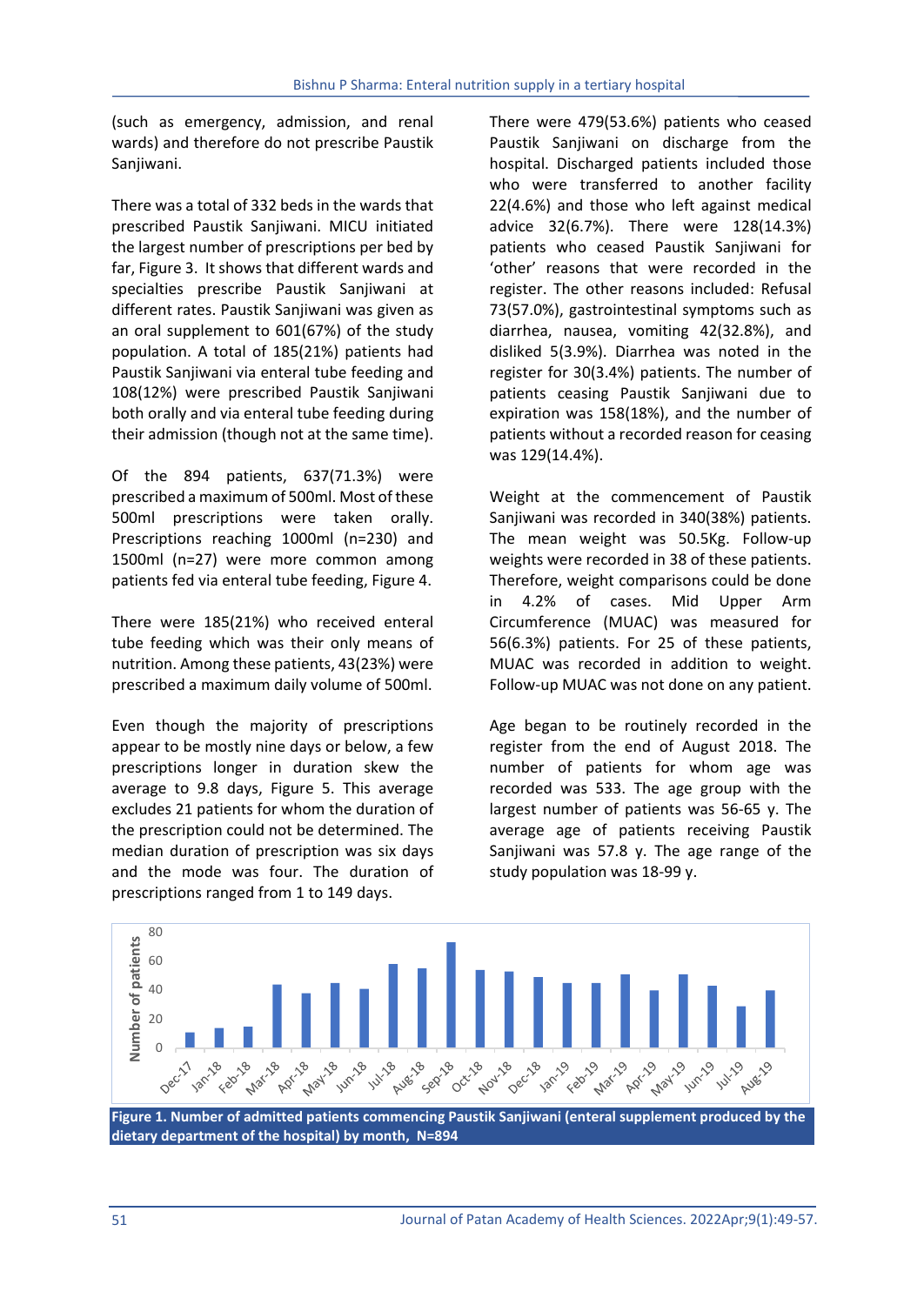(such as emergency, admission, and renal wards) and therefore do not prescribe Paustik Sanjiwani.

There was a total of 332 beds in the wards that prescribed Paustik Sanjiwani. MICU initiated the largest number of prescriptions per bed by far, Figure 3. It shows that different wards and specialties prescribe Paustik Sanjiwani at different rates. Paustik Sanjiwani was given as an oral supplement to 601(67%) of the study population. A total of 185(21%) patients had Paustik Sanjiwani via enteral tube feeding and 108(12%) were prescribed Paustik Sanjiwani both orally and via enteral tube feeding during their admission (though not at the same time).

Of the 894 patients, 637(71.3%) were prescribed a maximum of 500ml. Most of these 500ml prescriptions were taken orally. Prescriptions reaching 1000ml (n=230) and 1500ml (n=27) were more common among patients fed via enteral tube feeding, Figure 4.

There were 185(21%) who received enteral tube feeding which was their only means of nutrition. Among these patients, 43(23%) were prescribed a maximum daily volume of 500ml.

Even though the majority of prescriptions appear to be mostly nine days or below, a few prescriptions longer in duration skew the average to 9.8 days, Figure 5. This average excludes 21 patients for whom the duration of the prescription could not be determined. The median duration of prescription was six days and the mode was four. The duration of prescriptions ranged from 1 to 149 days.

There were 479(53.6%) patients who ceased Paustik Sanjiwani on discharge from the hospital. Discharged patients included those who were transferred to another facility 22(4.6%) and those who left against medical advice 32(6.7%). There were 128(14.3%) patients who ceased Paustik Sanjiwani for 'other' reasons that were recorded in the register. The other reasons included: Refusal 73(57.0%), gastrointestinal symptoms such as diarrhea, nausea, vomiting 42(32.8%), and disliked 5(3.9%). Diarrhea was noted in the register for 30(3.4%) patients. The number of patients ceasing Paustik Sanjiwani due to expiration was 158(18%), and the number of patients without a recorded reason for ceasing was 129(14.4%).

Weight at the commencement of Paustik Sanjiwani was recorded in 340(38%) patients. The mean weight was 50.5Kg. Follow-up weights were recorded in 38 of these patients. Therefore, weight comparisons could be done in 4.2% of cases. Mid Upper Arm Circumference (MUAC) was measured for 56(6.3%) patients. For 25 of these patients, MUAC was recorded in addition to weight. Follow-up MUAC was not done on any patient.

Age began to be routinely recorded in the register from the end of August 2018. The number of patients for whom age was recorded was 533. The age group with the largest number of patients was 56-65 y. The average age of patients receiving Paustik Sanjiwani was 57.8 y. The age range of the study population was 18-99 y.

**Figure 1. Number of admitted patients commencing Paustik Sanjiwani (enteral supplement produced by the dietary department of the hospital) by month, N=894**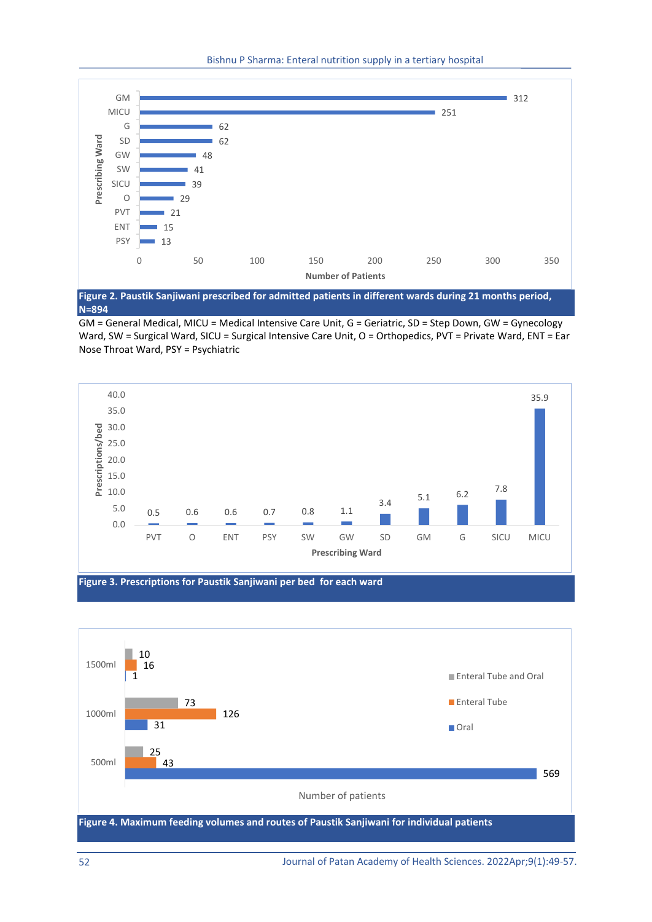**Figure 2. Paustik Sanjiwani prescribed for admitted patients in different wards during 21 months period, N=894**

GM = General Medical, MICU = Medical Intensive Care Unit, G = Geriatric, SD = Step Down, GW = Gynecology Ward, SW = Surgical Ward, SICU = Surgical Intensive Care Unit, O = Orthopedics, PVT = Private Ward, ENT = Ear Nose Throat Ward, PSY = Psychiatric

**Figure 3. Prescriptions for Paustik Sanjiwani per bed for each ward**

**Figure 4. Maximum feeding volumes and routes of Paustik Sanjiwani for individual patients**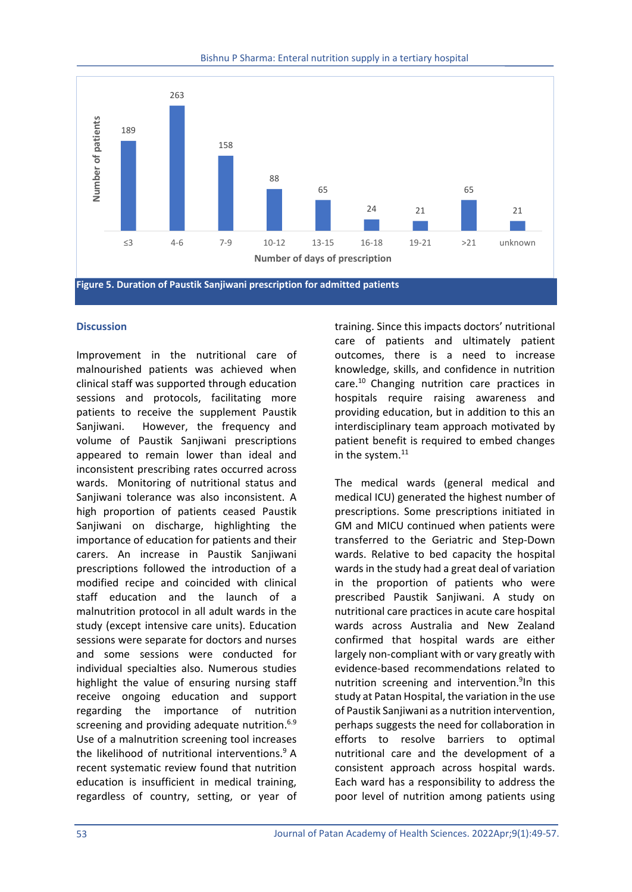Figure 5. Duration of Paustik Sanjiwani prescription for admitted patients

## Discussion

Improvement in the nutritional care of malnourished patients was achieved when clinical staff was supported through education sessions and protocols, facilitating more patients to receive the supplement Paustik Sanjiwani. However, the frequency and volume of Paustik Sanjiwani prescriptions appeared to remain lower than ideal and inconsistent prescribing rates occurred across wards. Monitoring of nutritional status and Sanjiwani tolerance was also inconsistent. A high proportion of patients ceased Paustik Sanjiwani on discharge, highlighting the importance of education for patients and their carers. An increase in Paustik Sanjiwani prescriptions followed the introduction of a modified recipe and coincided with clinical staff education and the launch of a malnutrition protocol in all adult wards in the study (except intensive care units). Education sessions were separate for doctors and nurses and some sessions were conducted for individual specialties also. Numerous studies highlight the value of ensuring nursing staff receive ongoing education and support regarding the importance of nutrition screening and providing adequate nutrition.[6,9] Use of a malnutrition screening tool increases the likelihood of nutritional interventions.[9] A recent systematic review found that nutrition education is insufficient in medical training, regardless of country, setting, or year of training. Since this impacts doctors' nutritional care of patients and ultimately patient outcomes, there is a need to increase knowledge, skills, and confidence in nutrition care.[10] Changing nutrition care practices in hospitals require raising awareness and providing education, but in addition to this an interdisciplinary team approach motivated by patient benefit is required to embed changes in the system.[11]

The medical wards (general medical and medical ICU) generated the highest number of prescriptions. Some prescriptions initiated in GM and MICU continued when patients were transferred to the Geriatric and Step-Down wards. Relative to bed capacity the hospital wards in the study had a great deal of variation in the proportion of patients who were prescribed Paustik Sanjiwani. A study on nutritional care practices in acute care hospital wards across Australia and New Zealand confirmed that hospital wards are either largely non-compliant with or vary greatly with evidence-based recommendations related to nutrition screening and intervention.[9]In this study at Patan Hospital, the variation in the use of Paustik Sanjiwani as a nutrition intervention, perhaps suggests the need for collaboration in efforts to resolve barriers to optimal nutritional care and the development of a consistent approach across hospital wards. Each ward has a responsibility to address the poor level of nutrition among patients using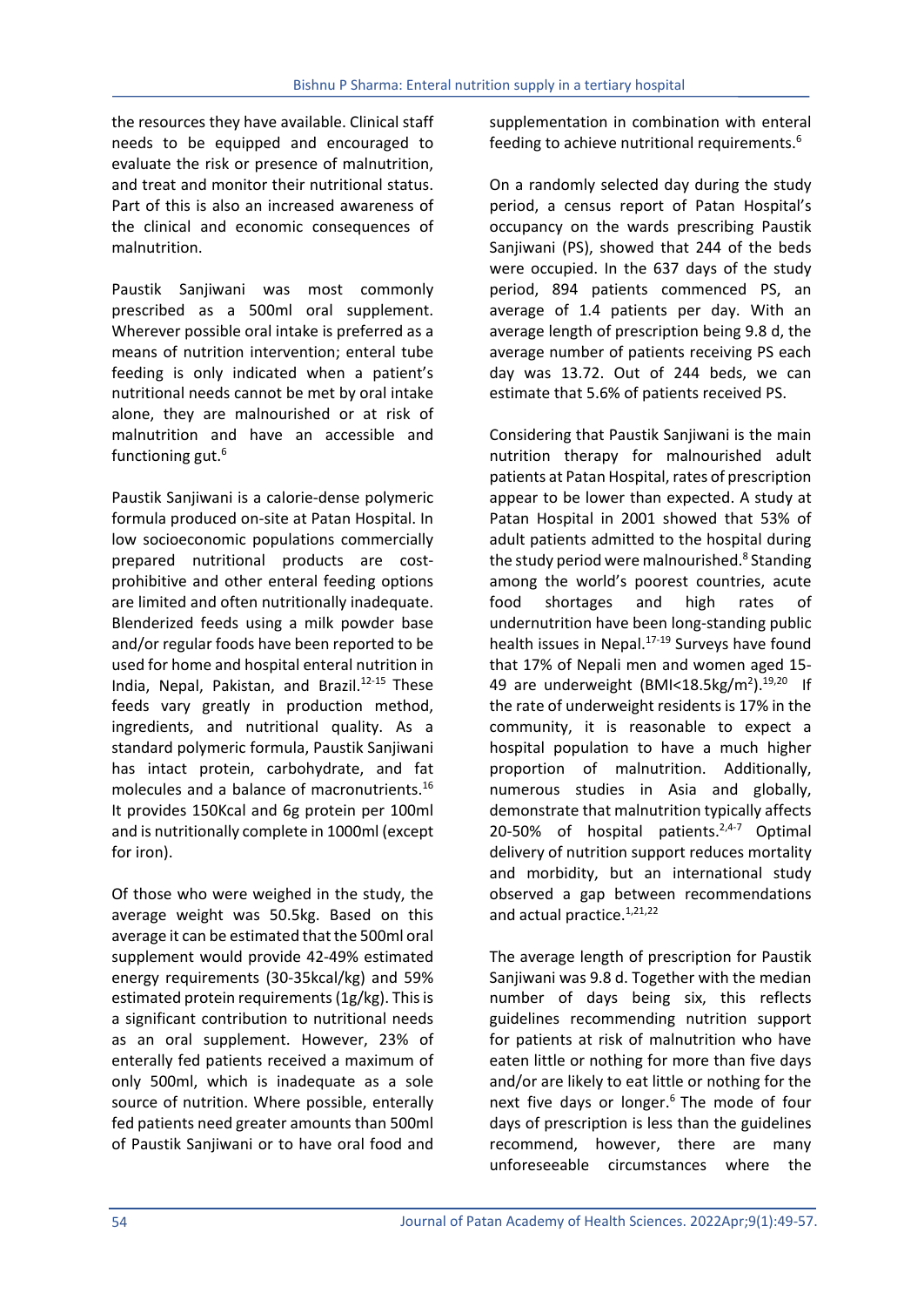the resources they have available. Clinical staff needs to be equipped and encouraged to evaluate the risk or presence of malnutrition, and treat and monitor their nutritional status. Part of this is also an increased awareness of the clinical and economic consequences of malnutrition.

Paustik Sanjiwani was most commonly prescribed as a 500ml oral supplement. Wherever possible oral intake is preferred as a means of nutrition intervention; enteral tube feeding is only indicated when a patient's nutritional needs cannot be met by oral intake alone, they are malnourished or at risk of malnutrition and have an accessible and functioning gut.[6]

Paustik Sanjiwani is a calorie-dense polymeric formula produced on-site at Patan Hospital. In low socioeconomic populations commercially prepared nutritional products are cost-prohibitive and other enteral feeding options are limited and often nutritionally inadequate. Blenderized feeds using a milk powder base and/or regular foods have been reported to be used for home and hospital enteral nutrition in India, Nepal, Pakistan, and Brazil.[12-15] These feeds vary greatly in production method, ingredients, and nutritional quality. As a standard polymeric formula, Paustik Sanjiwani has intact protein, carbohydrate, and fat molecules and a balance of macronutrients.[16] It provides 150Kcal and 6g protein per 100ml and is nutritionally complete in 1000ml (except for iron).

Of those who were weighed in the study, the average weight was 50.5kg. Based on this average it can be estimated that the 500ml oral supplement would provide 42-49% estimated energy requirements (30-35kcal/kg) and 59% estimated protein requirements (1g/kg). This is a significant contribution to nutritional needs as an oral supplement. However, 23% of enterally fed patients received a maximum of only 500ml, which is inadequate as a sole source of nutrition. Where possible, enterally fed patients need greater amounts than 500ml of Paustik Sanjiwani or to have oral food and supplementation in combination with enteral feeding to achieve nutritional requirements.[6]

On a randomly selected day during the study period, a census report of Patan Hospital's occupancy on the wards prescribing Paustik Sanjiwani (PS), showed that 244 of the beds were occupied. In the 637 days of the study period, 894 patients commenced PS, an average of 1.4 patients per day. With an average length of prescription being 9.8 d, the average number of patients receiving PS each day was 13.72. Out of 244 beds, we can estimate that 5.6% of patients received PS.

Considering that Paustik Sanjiwani is the main nutrition therapy for malnourished adult patients at Patan Hospital, rates of prescription appear to be lower than expected. A study at Patan Hospital in 2001 showed that 53% of adult patients admitted to the hospital during the study period were malnourished.[8] Standing among the world's poorest countries, acute food shortages and high rates of undernutrition have been long-standing public health issues in Nepal.[17-19] Surveys have found that 17% of Nepali men and women aged 15-49 are underweight (BMI<18.5kg/m$^2$).[19,20] If the rate of underweight residents is 17% in the community, it is reasonable to expect a hospital population to have a much higher proportion of malnutrition. Additionally, numerous studies in Asia and globally, demonstrate that malnutrition typically affects 20-50% of hospital patients.[2,4-7] Optimal delivery of nutrition support reduces mortality and morbidity, but an international study observed a gap between recommendations and actual practice.[1,21,22]

The average length of prescription for Paustik Sanjiwani was 9.8 d. Together with the median number of days being six, this reflects guidelines recommending nutrition support for patients at risk of malnutrition who have eaten little or nothing for more than five days and/or are likely to eat little or nothing for the next five days or longer.[6] The mode of four days of prescription is less than the guidelines recommend, however, there are many unforeseeable circumstances where the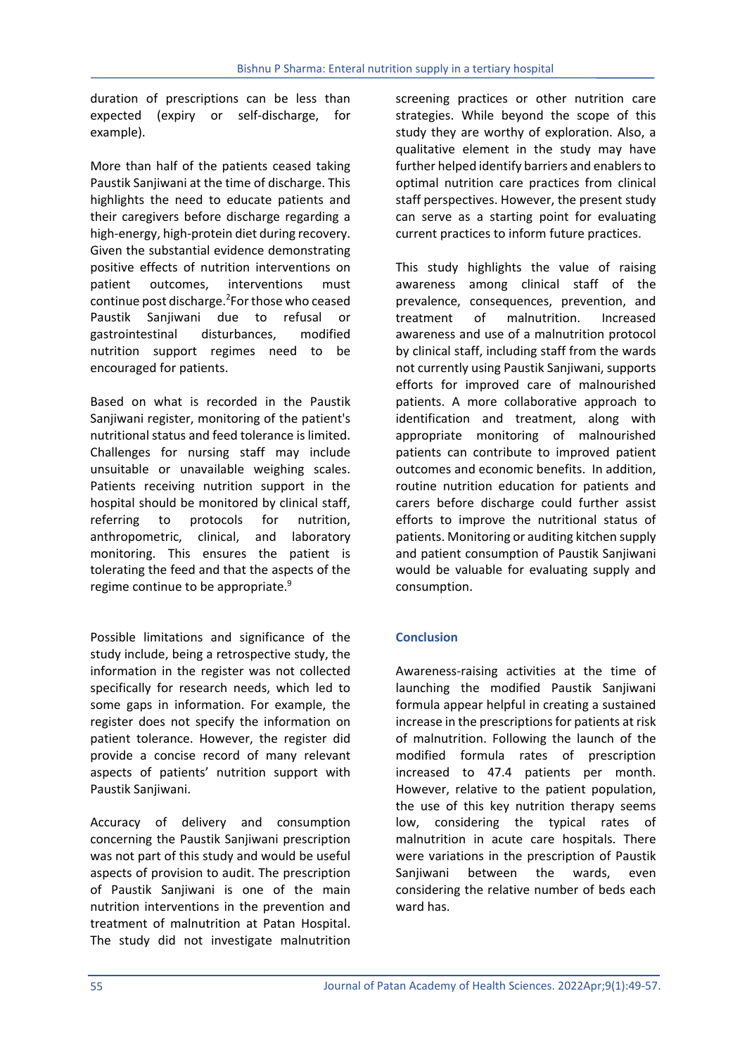duration of prescriptions can be less than expected (expiry or self-discharge, for example).

More than half of the patients ceased taking Paustik Sanjiwani at the time of discharge. This highlights the need to educate patients and their caregivers before discharge regarding a high-energy, high-protein diet during recovery. Given the substantial evidence demonstrating positive effects of nutrition interventions on patient outcomes, interventions must continue post discharge.[2] For those who ceased Paustik Sanjiwani due to refusal or gastrointestinal disturbances, modified nutrition support regimes need to be encouraged for patients.

Based on what is recorded in the Paustik Sanjiwani register, monitoring of the patient's nutritional status and feed tolerance is limited. Challenges for nursing staff may include unsuitable or unavailable weighing scales. Patients receiving nutrition support in the hospital should be monitored by clinical staff, referring to protocols for nutrition, anthropometric, clinical, and laboratory monitoring. This ensures the patient is tolerating the feed and that the aspects of the regime continue to be appropriate.[9]

Possible limitations and significance of the study include, being a retrospective study, the information in the register was not collected specifically for research needs, which led to some gaps in information. For example, the register does not specify the information on patient tolerance. However, the register did provide a concise record of many relevant aspects of patients' nutrition support with Paustik Sanjiwani.

Accuracy of delivery and consumption concerning the Paustik Sanjiwani prescription was not part of this study and would be useful aspects of provision to audit. The prescription of Paustik Sanjiwani is one of the main nutrition interventions in the prevention and treatment of malnutrition at Patan Hospital. The study did not investigate malnutrition screening practices or other nutrition care strategies. While beyond the scope of this study they are worthy of exploration. Also, a qualitative element in the study may have further helped identify barriers and enablers to optimal nutrition care practices from clinical staff perspectives. However, the present study can serve as a starting point for evaluating current practices to inform future practices.

This study highlights the value of raising awareness among clinical staff of the prevalence, consequences, prevention, and treatment of malnutrition. Increased awareness and use of a malnutrition protocol by clinical staff, including staff from the wards not currently using Paustik Sanjiwani, supports efforts for improved care of malnourished patients. A more collaborative approach to identification and treatment, along with appropriate monitoring of malnourished patients can contribute to improved patient outcomes and economic benefits. In addition, routine nutrition education for patients and carers before discharge could further assist efforts to improve the nutritional status of patients. Monitoring or auditing kitchen supply and patient consumption of Paustik Sanjiwani would be valuable for evaluating supply and consumption.

## Conclusion

Awareness-raising activities at the time of launching the modified Paustik Sanjiwani formula appear helpful in creating a sustained increase in the prescriptions for patients at risk of malnutrition. Following the launch of the modified formula rates of prescription increased to 47.4 patients per month. However, relative to the patient population, the use of this key nutrition therapy seems low, considering the typical rates of malnutrition in acute care hospitals. There were variations in the prescription of Paustik Sanjiwani between the wards, even considering the relative number of beds each ward has.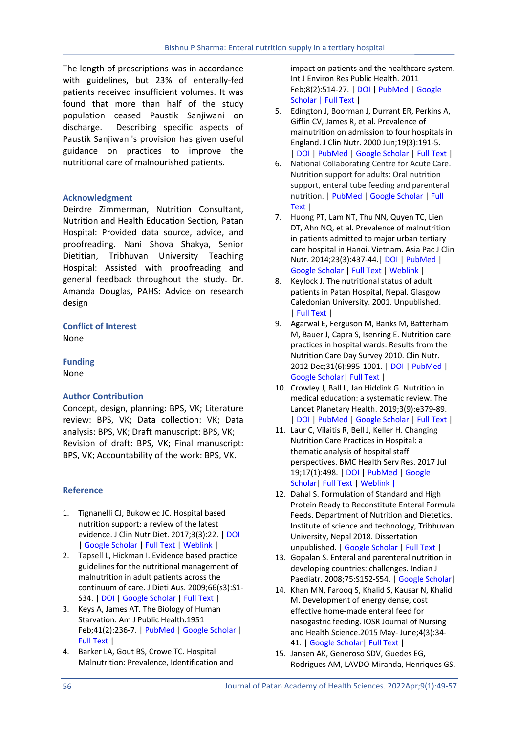The length of prescriptions was in accordance with guidelines, but 23% of enterally-fed patients received insufficient volumes. It was found that more than half of the study population ceased Paustik Sanjiwani on discharge. Describing specific aspects of Paustik Sanjiwani's provision has given useful guidance on practices to improve the nutritional care of malnourished patients.

## Acknowledgment

Deirdre Zimmerman, Nutrition Consultant, Nutrition and Health Education Section, Patan Hospital: Provided data source, advice, and proofreading. Nani Shova Shakya, Senior Dietitian, Tribhuvan University Teaching Hospital: Assisted with proofreading and general feedback throughout the study. Dr. Amanda Douglas, PAHS: Advice on research design

## Conflict of Interest

None

## Funding

None

## Author Contribution

Concept, design, planning: BPS, VK; Literature review: BPS, VK; Data collection: VK; Data analysis: BPS, VK; Draft manuscript: BPS, VK; Revision of draft: BPS, VK; Final manuscript: BPS, VK; Accountability of the work: BPS, VK.

## Reference

1. Tignanelli CJ, Bukowiec JC. Hospital based nutrition support: a review of the latest evidence. J Clin Nutr Diet. 2017;3(3):22. | DOI | Google Scholar | Full Text | Weblink |
2. Tapsell L, Hickman I. Evidence based practice guidelines for the nutritional management of malnutrition in adult patients across the continuum of care. J Dieti Aus. 2009;66(s3):S1-S34. | DOI | Google Scholar | Full Text |
3. Keys A, James AT. The Biology of Human Starvation. Am J Public Health.1951 Feb;41(2):236-7. | PubMed | Google Scholar | Full Text |
4. Barker LA, Gout BS, Crowe TC. Hospital Malnutrition: Prevalence, Identification and impact on patients and the healthcare system. Int J Environ Res Public Health. 2011 Feb;8(2):514-27. | DOI | PubMed | Google Scholar | Full Text |
5. Edington J, Boorman J, Durrant ER, Perkins A, Giffin CV, James R, et al. Prevalence of malnutrition on admission to four hospitals in England. J Clin Nutr. 2000 Jun;19(3):191-5. | DOI | PubMed | Google Scholar | Full Text |
6. National Collaborating Centre for Acute Care. Nutrition support for adults: Oral nutrition support, enteral tube feeding and parenteral nutrition. | PubMed | Google Scholar | Full Text |
7. Huong PT, Lam NT, Thu NN, Quyen TC, Lien DT, Ahn NQ, et al. Prevalence of malnutrition in patients admitted to major urban tertiary care hospital in Hanoi, Vietnam. Asia Pac J Clin Nutr. 2014;23(3):437-44.| DOI | PubMed | Google Scholar | Full Text | Weblink |
8. Keylock J. The nutritional status of adult patients in Patan Hospital, Nepal. Glasgow Caledonian University. 2001. Unpublished. | Full Text |
9. Agarwal E, Ferguson M, Banks M, Batterham M, Bauer J, Capra S, Isenring E. Nutrition care practices in hospital wards: Results from the Nutrition Care Day Survey 2010. Clin Nutr. 2012 Dec;31(6):995-1001. | DOI | PubMed | Google Scholar| Full Text |
10. Crowley J, Ball L, Jan Hiddink G. Nutrition in medical education: a systematic review. The Lancet Planetary Health. 2019;3(9):e379-89. | DOI | PubMed | Google Scholar | Full Text |
11. Laur C, Vilaitis R, Bell J, Keller H. Changing Nutrition Care Practices in Hospital: a thematic analysis of hospital staff perspectives. BMC Health Serv Res. 2017 Jul 19;17(1):498. | DOI | PubMed | Google Scholar| Full Text | Weblink |
12. Dahal S. Formulation of Standard and High Protein Ready to Reconstitute Enteral Formula Feeds. Department of Nutrition and Dietetics. Institute of science and technology, Tribhuvan University, Nepal 2018. Dissertation unpublished. | Google Scholar | Full Text |
13. Gopalan S. Enteral and parenteral nutrition in developing countries: challenges. Indian J Paediatr. 2008;75:S152-S54. | Google Scholar|
14. Khan MN, Farooq S, Khalid S, Kausar N, Khalid M. Development of energy dense, cost effective home-made enteral feed for nasogastric feeding. IOSR Journal of Nursing and Health Science.2015 May- June;4(3):34-41. | Google Scholar| Full Text |
15. Jansen AK, Generoso SDV, Guedes EG, Rodrigues AM, LAVDO Miranda, Henriques GS.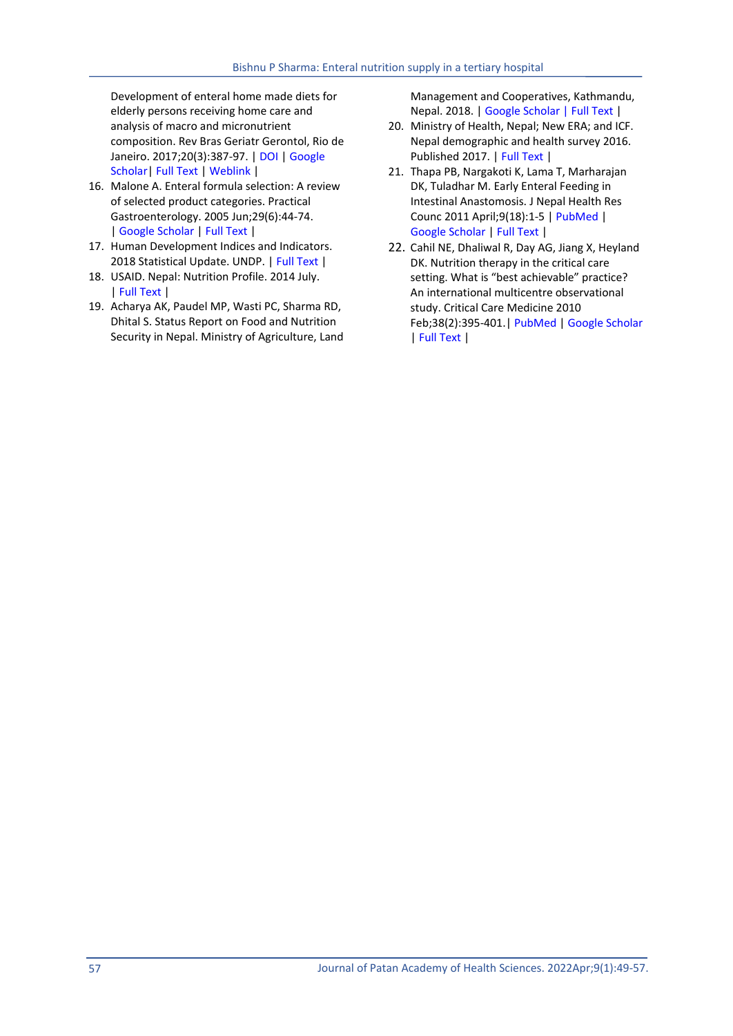Development of enteral home made diets for elderly persons receiving home care and analysis of macro and micronutrient composition. Rev Bras Geriatr Gerontol, Rio de Janeiro. 2017;20(3):387-97. | DOI | Google Scholar| Full Text | Weblink |

16. Malone A. Enteral formula selection: A review of selected product categories. Practical Gastroenterology. 2005 Jun;29(6):44-74. | Google Scholar | Full Text |
17. Human Development Indices and Indicators. 2018 Statistical Update. UNDP. | Full Text |
18. USAID. Nepal: Nutrition Profile. 2014 July. | Full Text |
19. Acharya AK, Paudel MP, Wasti PC, Sharma RD, Dhital S. Status Report on Food and Nutrition Security in Nepal. Ministry of Agriculture, Land Management and Cooperatives, Kathmandu, Nepal. 2018. | Google Scholar | Full Text |
20. Ministry of Health, Nepal; New ERA; and ICF. Nepal demographic and health survey 2016. Published 2017. | Full Text |
21. Thapa PB, Nargakoti K, Lama T, Marharajan DK, Tuladhar M. Early Enteral Feeding in Intestinal Anastomosis. J Nepal Health Res Counc 2011 April;9(18):1-5 | PubMed | Google Scholar | Full Text |
22. Cahil NE, Dhaliwal R, Day AG, Jiang X, Heyland DK. Nutrition therapy in the critical care setting. What is “best achievable” practice? An international multicentre observational study. Critical Care Medicine 2010 Feb;38(2):395-401.| PubMed | Google Scholar | Full Text |